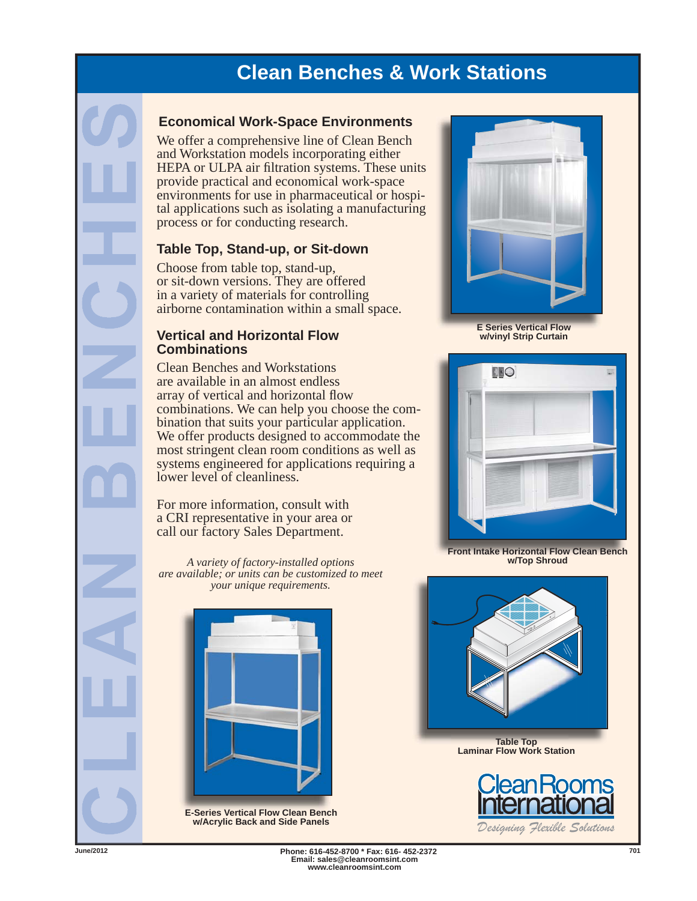# Clean Benches & Work Stations

CLEAN BENCHES

## Economical Work-Space Environments

We offer a comprehensive line of Clean Bench and Workstation models incorporating either HEPA or ULPA air filtration systems. These units provide practical and economical work-space environments for use in pharmaceutical or hospital applications such as isolating a manufacturing process or for conducting research.

## Table Top, Stand-up, or Sit-down

Choose from table top, stand-up, or sit-down versions. They are offered in a variety of materials for controlling airborne contamination within a small space.

## Vertical and Horizontal Flow Combinations

Clean Benches and Workstations are available in an almost endless array of vertical and horizontal flow combinations. We can help you choose the combination that suits your particular application. We offer products designed to accommodate the most stringent clean room conditions as well as systems engineered for applications requiring a lower level of cleanliness.

For more information, consult with a CRI representative in your area or call our factory Sales Department.

*A variety of factory-installed options are available; or units can be customized to meet your unique requirements.*

**E-Series Vertical Flow Clean Bench w/Acrylic Back and Side Panels**

**E Series Vertical Flow w/vinyl Strip Curtain**

**Front Intake Horizontal Flow Clean Bench w/Top Shroud**

**Table Top Laminar Flow Work Station**

Clean Rooms International

*Designing Flexible Solutions*

June/2012

Phone: 616-452-8700 * Fax: 616- 452-2372
Email: sales@cleanroomsint.com
www.cleanroomsint.com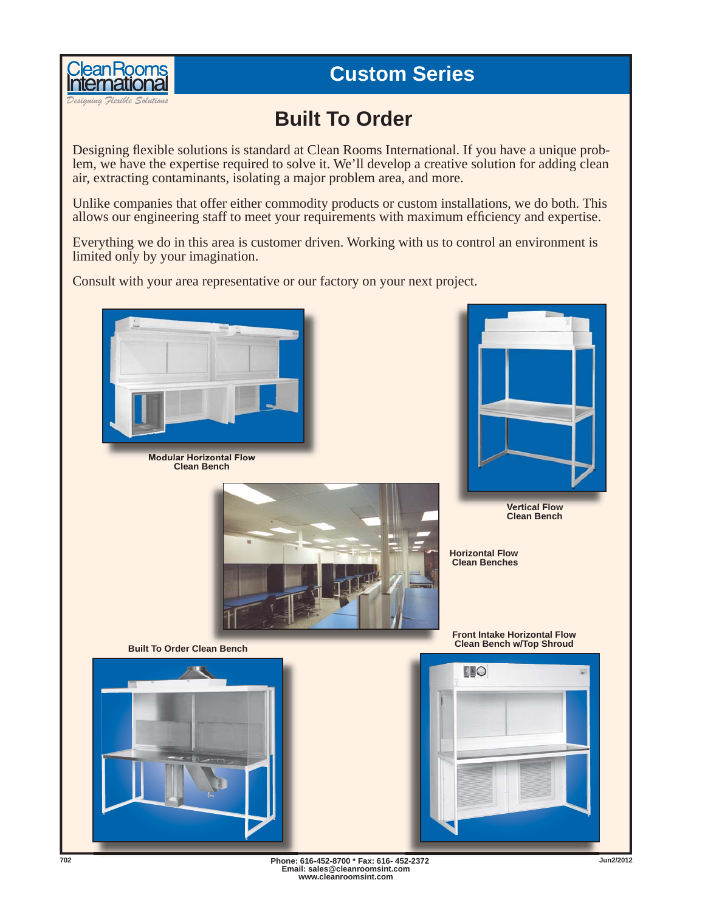# Custom Series

## Built To Order

Designing flexible solutions is standard at Clean Rooms International. If you have a unique problem, we have the expertise required to solve it. We'll develop a creative solution for adding clean air, extracting contaminants, isolating a major problem area, and more.

Unlike companies that offer either commodity products or custom installations, we do both. This allows our engineering staff to meet your requirements with maximum efficiency and expertise.

Everything we do in this area is customer driven. Working with us to control an environment is limited only by your imagination.

Consult with your area representative or our factory on your next project.

**Modular Horizontal Flow Clean Bench**

**Vertical Flow Clean Bench**

**Horizontal Flow Clean Benches**

**Built To Order Clean Bench**

**Front Intake Horizontal Flow Clean Bench w/Top Shroud**

Phone: 616-452-8700 * Fax: 616- 452-2372
Email: sales@cleanroomsint.com
www.cleanroomsint.com

702 Jun2/2012